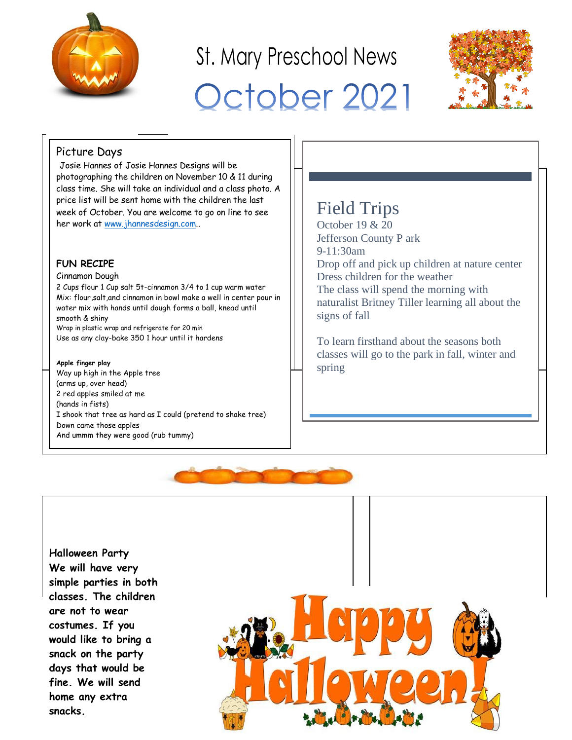# St. Mary Preschool News

# October 2021

## Picture Days

Josie Hannes of Josie Hannes Designs will be photographing the children on November 10 & 11 during class time. She will take an individual and a class photo. A price list will be sent home with the children the last week of October. You are welcome to go on line to see her work at www.jhannesdesign.com..

**FUN RECIPE**

Cinnamon Dough

2 Cups flour 1 Cup salt 5t-cinnamon 3/4 to 1 cup warm water

Mix: flour,salt,and cinnamon in bowl make a well in center pour in water mix with hands until dough forms a ball, knead until smooth & shiny

Wrap in plastic wrap and refrigerate for 20 min

Use as any clay-bake 350 1 hour until it hardens

**Apple finger play**

Way up high in the Apple tree
(arms up, over head)
2 red apples smiled at me
(hands in fists)
I shook that tree as hard as I could (pretend to shake tree)
Down came those apples
And ummm they were good (rub tummy)

## Field Trips

October 19 & 20
Jefferson County P ark
9-11:30am
Drop off and pick up children at nature center
Dress children for the weather
The class will spend the morning with naturalist Britney Tiller learning all about the signs of fall

To learn firsthand about the seasons both classes will go to the park in fall, winter and spring

**Halloween Party**
**We will have very simple parties in both classes. The children are not to wear costumes. If you would like to bring a snack on the party days that would be fine. We will send home any extra snacks.**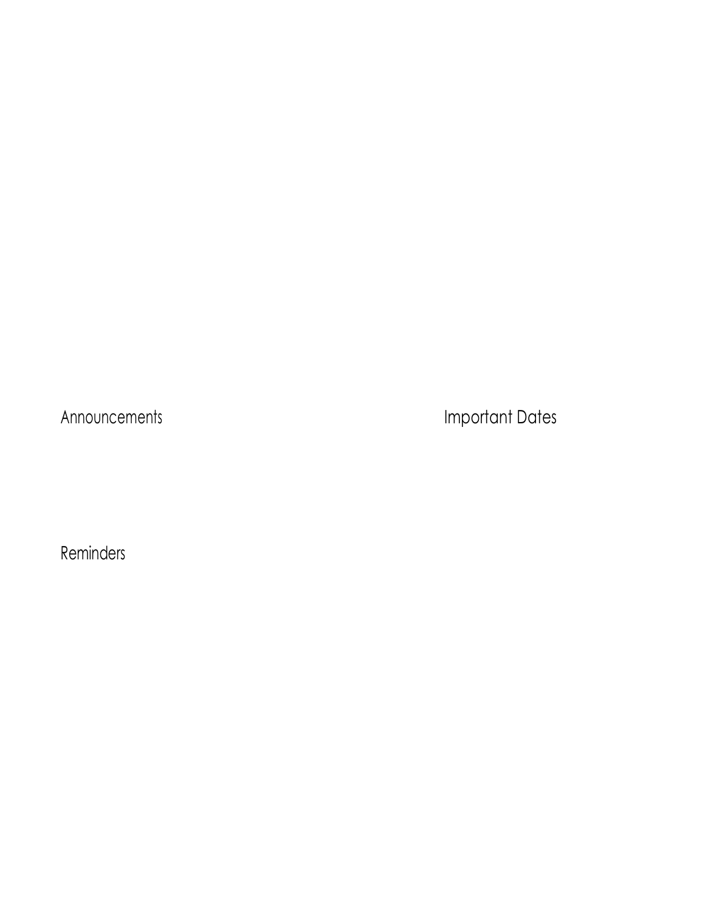Announcements

Important Dates

Reminders